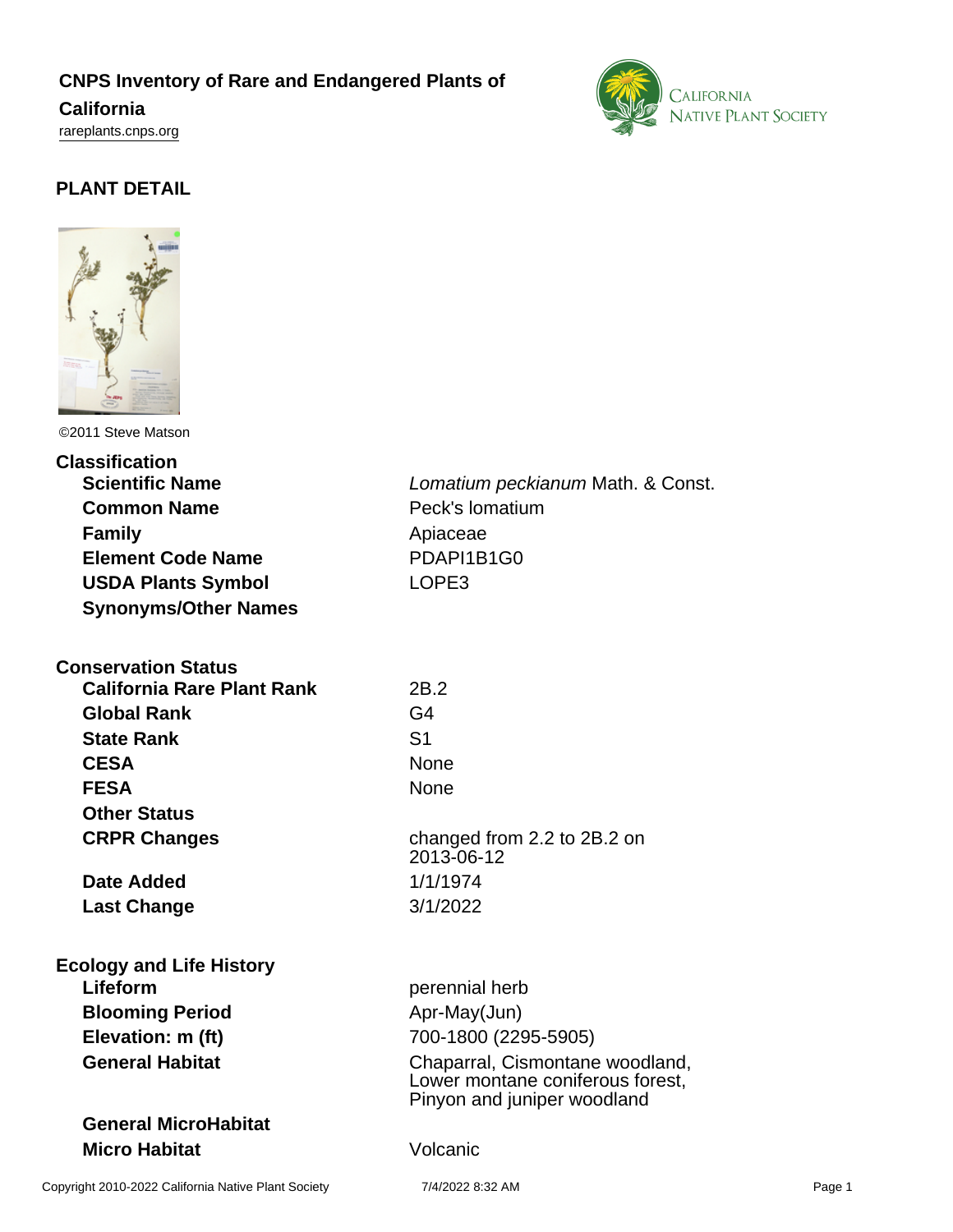# CNPS Inventory of Rare and Endangered Plants of California

rareplants.cnps.org

## PLANT DETAIL

©2011 Steve Matson

### Classification

| | |
|---|---|
| **Scientific Name** | *Lomatium peckianum* Math. & Const. |
| **Common Name** | Peck's lomatium |
| **Family** | Apiaceae |
| **Element Code Name** | PDAPI1B1G0 |
| **USDA Plants Symbol** | LOPE3 |
| **Synonyms/Other Names** | |

### Conservation Status

| | |
|---|---|
| **California Rare Plant Rank** | 2B.2 |
| **Global Rank** | G4 |
| **State Rank** | S1 |
| **CESA** | None |
| **FESA** | None |
| **Other Status** | |
| **CRPR Changes** | changed from 2.2 to 2B.2 on 2013-06-12 |
| **Date Added** | 1/1/1974 |
| **Last Change** | 3/1/2022 |

### Ecology and Life History

| | |
|---|---|
| **Lifeform** | perennial herb |
| **Blooming Period** | Apr-May(Jun) |
| **Elevation: m (ft)** | 700-1800 (2295-5905) |
| **General Habitat** | Chaparral, Cismontane woodland, Lower montane coniferous forest, Pinyon and juniper woodland |
| **General MicroHabitat** | |
| **Micro Habitat** | Volcanic |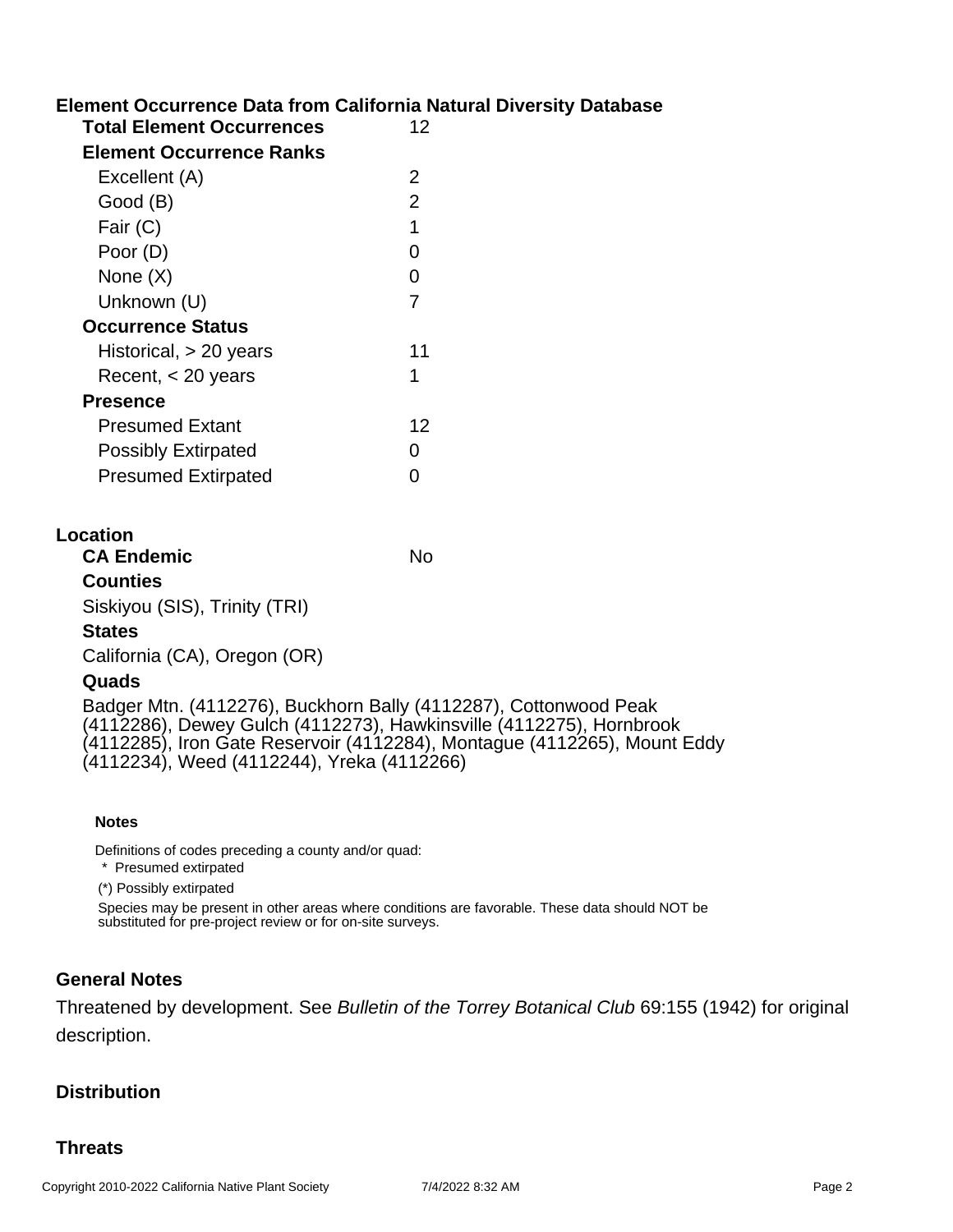## Element Occurrence Data from California Natural Diversity Database

| | |
|---|---|
| **Total Element Occurrences** | 12 |
| **Element Occurrence Ranks** | |
| Excellent (A) | 2 |
| Good (B) | 2 |
| Fair (C) | 1 |
| Poor (D) | 0 |
| None (X) | 0 |
| Unknown (U) | 7 |
| **Occurrence Status** | |
| Historical, > 20 years | 11 |
| Recent, < 20 years | 1 |
| **Presence** | |
| Presumed Extant | 12 |
| Possibly Extirpated | 0 |
| Presumed Extirpated | 0 |

## Location

**CA Endemic** No

**Counties**

Siskiyou (SIS), Trinity (TRI)

**States**

California (CA), Oregon (OR)

**Quads**

Badger Mtn. (4112276), Buckhorn Bally (4112287), Cottonwood Peak (4112286), Dewey Gulch (4112273), Hawkinsville (4112275), Hornbrook (4112285), Iron Gate Reservoir (4112284), Montague (4112265), Mount Eddy (4112234), Weed (4112244), Yreka (4112266)

**Notes**

Definitions of codes preceding a county and/or quad:

* Presumed extirpated

(*) Possibly extirpated

Species may be present in other areas where conditions are favorable. These data should NOT be substituted for pre-project review or for on-site surveys.

## General Notes

Threatened by development. See *Bulletin of the Torrey Botanical Club* 69:155 (1942) for original description.

## Distribution

## Threats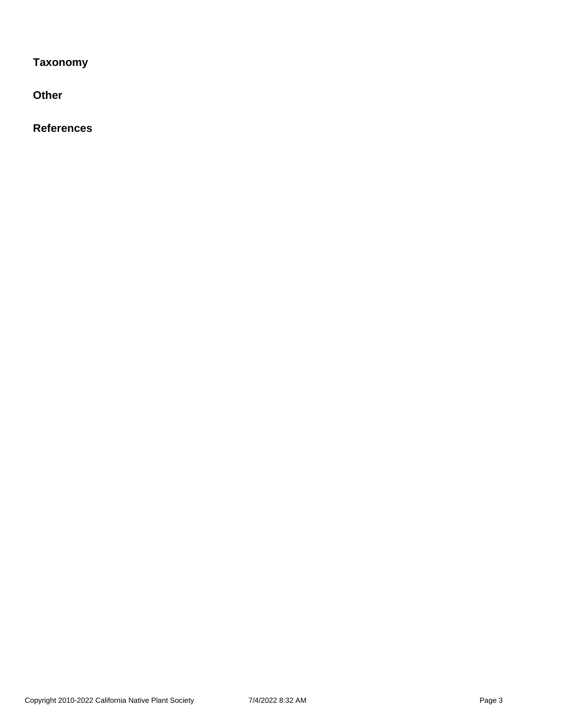## Taxonomy

## Other

## References